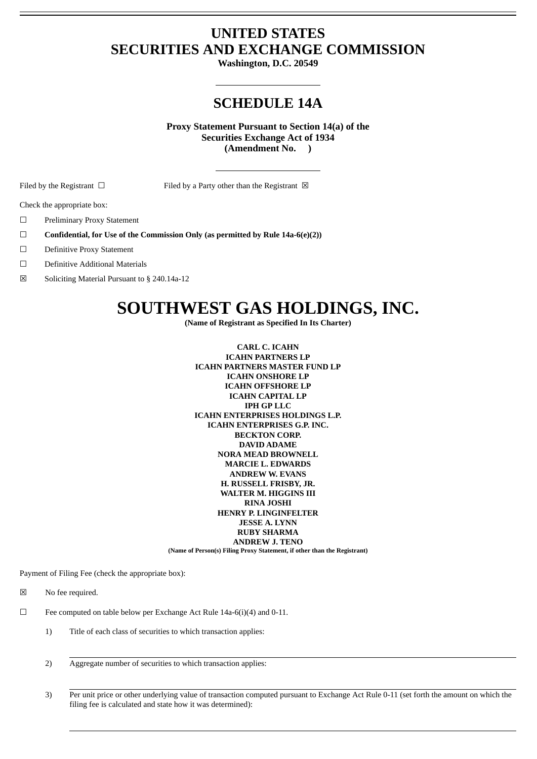# UNITED STATES
# SECURITIES AND EXCHANGE COMMISSION

**Washington, D.C. 20549**

## SCHEDULE 14A

**Proxy Statement Pursuant to Section 14(a) of the Securities Exchange Act of 1934 (Amendment No. )**

Filed by the Registrant ☐ Filed by a Party other than the Registrant ☒

Check the appropriate box:

☐ Preliminary Proxy Statement

☐ **Confidential, for Use of the Commission Only (as permitted by Rule 14a-6(e)(2))**

☐ Definitive Proxy Statement

☐ Definitive Additional Materials

☒ Soliciting Material Pursuant to § 240.14a-12

# SOUTHWEST GAS HOLDINGS, INC.

**(Name of Registrant as Specified In Its Charter)**

**CARL C. ICAHN**
**ICAHN PARTNERS LP**
**ICAHN PARTNERS MASTER FUND LP**
**ICAHN ONSHORE LP**
**ICAHN OFFSHORE LP**
**ICAHN CAPITAL LP**
**IPH GP LLC**
**ICAHN ENTERPRISES HOLDINGS L.P.**
**ICAHN ENTERPRISES G.P. INC.**
**BECKTON CORP.**
**DAVID ADAME**
**NORA MEAD BROWNELL**
**MARCIE L. EDWARDS**
**ANDREW W. EVANS**
**H. RUSSELL FRISBY, JR.**
**WALTER M. HIGGINS III**
**RINA JOSHI**
**HENRY P. LINGINFELTER**
**JESSE A. LYNN**
**RUBY SHARMA**
**ANDREW J. TENO**

**(Name of Person(s) Filing Proxy Statement, if other than the Registrant)**

Payment of Filing Fee (check the appropriate box):

☒ No fee required.

☐ Fee computed on table below per Exchange Act Rule 14a-6(i)(4) and 0-11.

1) Title of each class of securities to which transaction applies:

2) Aggregate number of securities to which transaction applies:

3) Per unit price or other underlying value of transaction computed pursuant to Exchange Act Rule 0-11 (set forth the amount on which the filing fee is calculated and state how it was determined):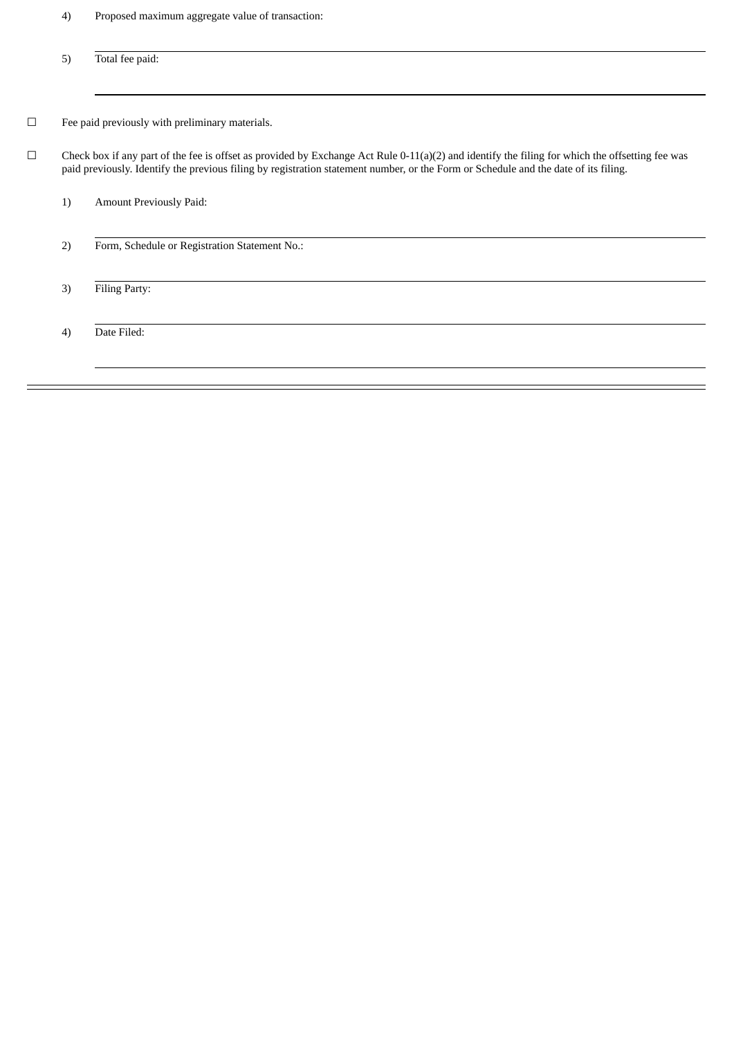4) Proposed maximum aggregate value of transaction:

5) Total fee paid:

☐ Fee paid previously with preliminary materials.

☐ Check box if any part of the fee is offset as provided by Exchange Act Rule 0-11(a)(2) and identify the filing for which the offsetting fee was paid previously. Identify the previous filing by registration statement number, or the Form or Schedule and the date of its filing.

1) Amount Previously Paid:

2) Form, Schedule or Registration Statement No.:

3) Filing Party:

4) Date Filed: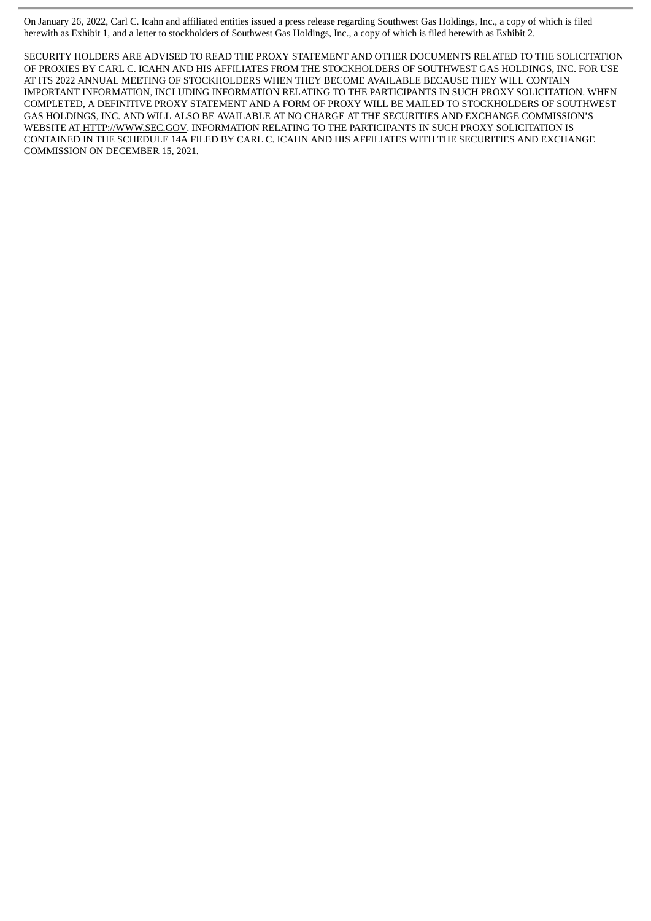On January 26, 2022, Carl C. Icahn and affiliated entities issued a press release regarding Southwest Gas Holdings, Inc., a copy of which is filed herewith as Exhibit 1, and a letter to stockholders of Southwest Gas Holdings, Inc., a copy of which is filed herewith as Exhibit 2.

SECURITY HOLDERS ARE ADVISED TO READ THE PROXY STATEMENT AND OTHER DOCUMENTS RELATED TO THE SOLICITATION OF PROXIES BY CARL C. ICAHN AND HIS AFFILIATES FROM THE STOCKHOLDERS OF SOUTHWEST GAS HOLDINGS, INC. FOR USE AT ITS 2022 ANNUAL MEETING OF STOCKHOLDERS WHEN THEY BECOME AVAILABLE BECAUSE THEY WILL CONTAIN IMPORTANT INFORMATION, INCLUDING INFORMATION RELATING TO THE PARTICIPANTS IN SUCH PROXY SOLICITATION. WHEN COMPLETED, A DEFINITIVE PROXY STATEMENT AND A FORM OF PROXY WILL BE MAILED TO STOCKHOLDERS OF SOUTHWEST GAS HOLDINGS, INC. AND WILL ALSO BE AVAILABLE AT NO CHARGE AT THE SECURITIES AND EXCHANGE COMMISSION'S WEBSITE AT HTTP://WWW.SEC.GOV. INFORMATION RELATING TO THE PARTICIPANTS IN SUCH PROXY SOLICITATION IS CONTAINED IN THE SCHEDULE 14A FILED BY CARL C. ICAHN AND HIS AFFILIATES WITH THE SECURITIES AND EXCHANGE COMMISSION ON DECEMBER 15, 2021.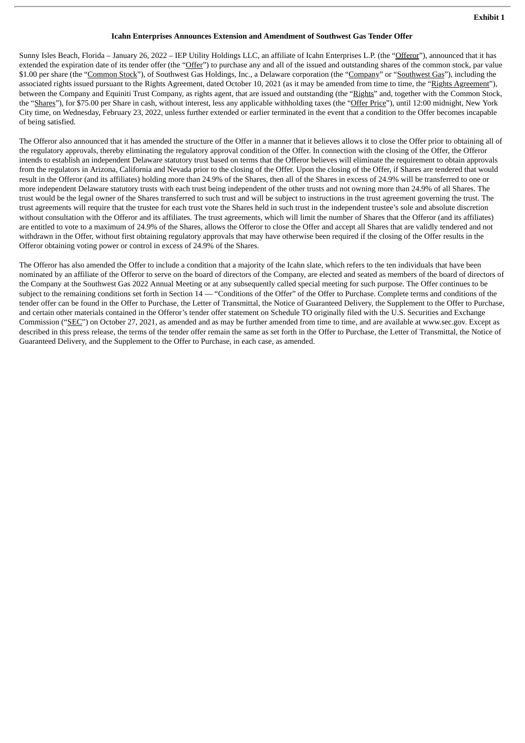**Exhibit 1**

**Icahn Enterprises Announces Extension and Amendment of Southwest Gas Tender Offer**

Sunny Isles Beach, Florida – January 26, 2022 – IEP Utility Holdings LLC, an affiliate of Icahn Enterprises L.P. (the "Offeror"), announced that it has extended the expiration date of its tender offer (the "Offer") to purchase any and all of the issued and outstanding shares of the common stock, par value $1.00 per share (the "Common Stock"), of Southwest Gas Holdings, Inc., a Delaware corporation (the "Company" or "Southwest Gas"), including the associated rights issued pursuant to the Rights Agreement, dated October 10, 2021 (as it may be amended from time to time, the "Rights Agreement"), between the Company and Equiniti Trust Company, as rights agent, that are issued and outstanding (the "Rights" and, together with the Common Stock, the "Shares"), for $75.00 per Share in cash, without interest, less any applicable withholding taxes (the "Offer Price"), until 12:00 midnight, New York City time, on Wednesday, February 23, 2022, unless further extended or earlier terminated in the event that a condition to the Offer becomes incapable of being satisfied.

The Offeror also announced that it has amended the structure of the Offer in a manner that it believes allows it to close the Offer prior to obtaining all of the regulatory approvals, thereby eliminating the regulatory approval condition of the Offer. In connection with the closing of the Offer, the Offeror intends to establish an independent Delaware statutory trust based on terms that the Offeror believes will eliminate the requirement to obtain approvals from the regulators in Arizona, California and Nevada prior to the closing of the Offer. Upon the closing of the Offer, if Shares are tendered that would result in the Offeror (and its affiliates) holding more than 24.9% of the Shares, then all of the Shares in excess of 24.9% will be transferred to one or more independent Delaware statutory trusts with each trust being independent of the other trusts and not owning more than 24.9% of all Shares. The trust would be the legal owner of the Shares transferred to such trust and will be subject to instructions in the trust agreement governing the trust. The trust agreements will require that the trustee for each trust vote the Shares held in such trust in the independent trustee's sole and absolute discretion without consultation with the Offeror and its affiliates. The trust agreements, which will limit the number of Shares that the Offeror (and its affiliates) are entitled to vote to a maximum of 24.9% of the Shares, allows the Offeror to close the Offer and accept all Shares that are validly tendered and not withdrawn in the Offer, without first obtaining regulatory approvals that may have otherwise been required if the closing of the Offer results in the Offeror obtaining voting power or control in excess of 24.9% of the Shares.

The Offeror has also amended the Offer to include a condition that a majority of the Icahn slate, which refers to the ten individuals that have been nominated by an affiliate of the Offeror to serve on the board of directors of the Company, are elected and seated as members of the board of directors of the Company at the Southwest Gas 2022 Annual Meeting or at any subsequently called special meeting for such purpose. The Offer continues to be subject to the remaining conditions set forth in Section 14 — "Conditions of the Offer" of the Offer to Purchase. Complete terms and conditions of the tender offer can be found in the Offer to Purchase, the Letter of Transmittal, the Notice of Guaranteed Delivery, the Supplement to the Offer to Purchase, and certain other materials contained in the Offeror's tender offer statement on Schedule TO originally filed with the U.S. Securities and Exchange Commission ("SEC") on October 27, 2021, as amended and as may be further amended from time to time, and are available at www.sec.gov. Except as described in this press release, the terms of the tender offer remain the same as set forth in the Offer to Purchase, the Letter of Transmittal, the Notice of Guaranteed Delivery, and the Supplement to the Offer to Purchase, in each case, as amended.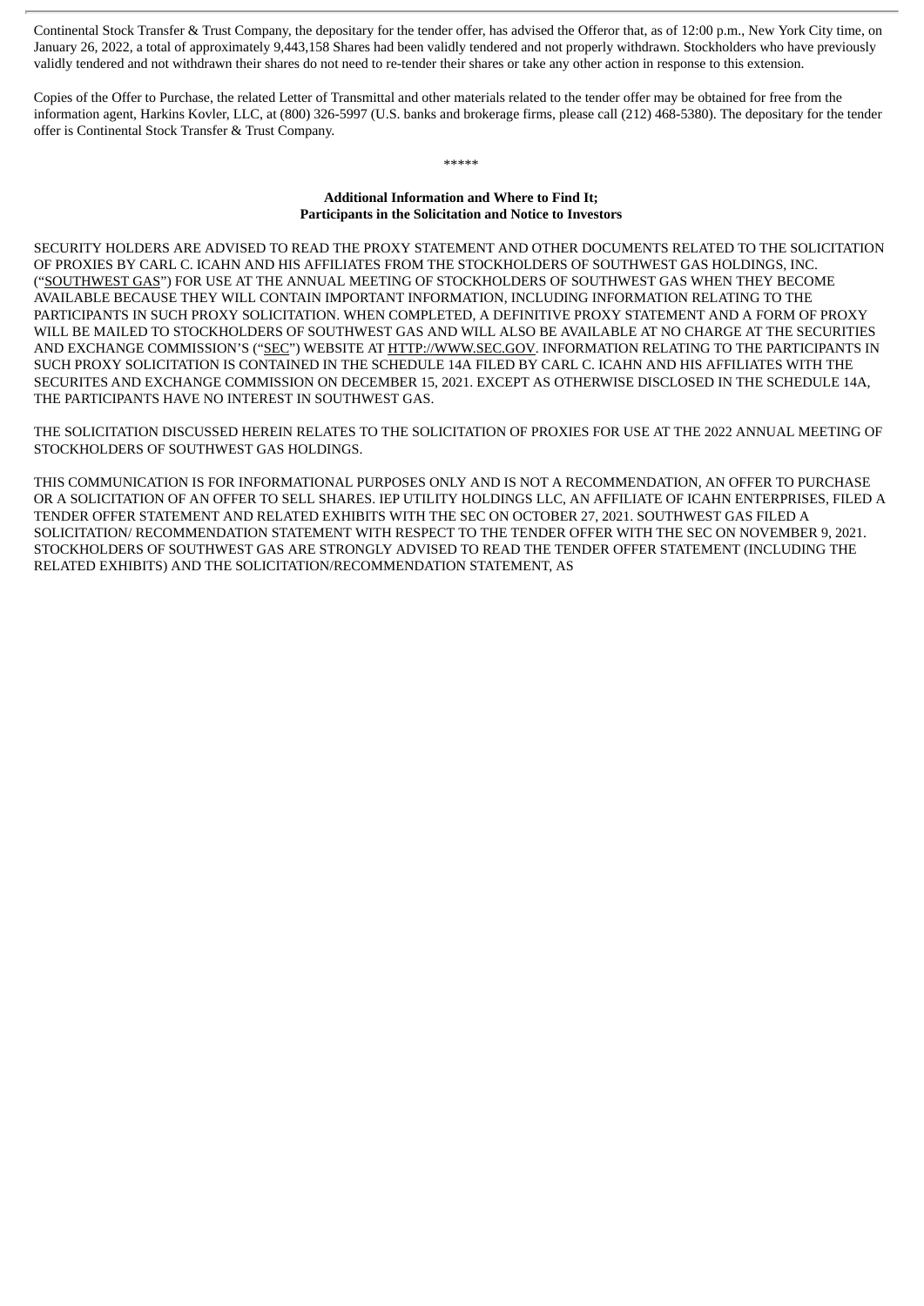Continental Stock Transfer & Trust Company, the depositary for the tender offer, has advised the Offeror that, as of 12:00 p.m., New York City time, on January 26, 2022, a total of approximately 9,443,158 Shares had been validly tendered and not properly withdrawn. Stockholders who have previously validly tendered and not withdrawn their shares do not need to re-tender their shares or take any other action in response to this extension.

Copies of the Offer to Purchase, the related Letter of Transmittal and other materials related to the tender offer may be obtained for free from the information agent, Harkins Kovler, LLC, at (800) 326-5997 (U.S. banks and brokerage firms, please call (212) 468-5380). The depositary for the tender offer is Continental Stock Transfer & Trust Company.

*****

**Additional Information and Where to Find It;**
**Participants in the Solicitation and Notice to Investors**

SECURITY HOLDERS ARE ADVISED TO READ THE PROXY STATEMENT AND OTHER DOCUMENTS RELATED TO THE SOLICITATION OF PROXIES BY CARL C. ICAHN AND HIS AFFILIATES FROM THE STOCKHOLDERS OF SOUTHWEST GAS HOLDINGS, INC. ("SOUTHWEST GAS") FOR USE AT THE ANNUAL MEETING OF STOCKHOLDERS OF SOUTHWEST GAS WHEN THEY BECOME AVAILABLE BECAUSE THEY WILL CONTAIN IMPORTANT INFORMATION, INCLUDING INFORMATION RELATING TO THE PARTICIPANTS IN SUCH PROXY SOLICITATION. WHEN COMPLETED, A DEFINITIVE PROXY STATEMENT AND A FORM OF PROXY WILL BE MAILED TO STOCKHOLDERS OF SOUTHWEST GAS AND WILL ALSO BE AVAILABLE AT NO CHARGE AT THE SECURITIES AND EXCHANGE COMMISSION'S ("SEC") WEBSITE AT HTTP://WWW.SEC.GOV. INFORMATION RELATING TO THE PARTICIPANTS IN SUCH PROXY SOLICITATION IS CONTAINED IN THE SCHEDULE 14A FILED BY CARL C. ICAHN AND HIS AFFILIATES WITH THE SECURITES AND EXCHANGE COMMISSION ON DECEMBER 15, 2021. EXCEPT AS OTHERWISE DISCLOSED IN THE SCHEDULE 14A, THE PARTICIPANTS HAVE NO INTEREST IN SOUTHWEST GAS.

THE SOLICITATION DISCUSSED HEREIN RELATES TO THE SOLICITATION OF PROXIES FOR USE AT THE 2022 ANNUAL MEETING OF STOCKHOLDERS OF SOUTHWEST GAS HOLDINGS.

THIS COMMUNICATION IS FOR INFORMATIONAL PURPOSES ONLY AND IS NOT A RECOMMENDATION, AN OFFER TO PURCHASE OR A SOLICITATION OF AN OFFER TO SELL SHARES. IEP UTILITY HOLDINGS LLC, AN AFFILIATE OF ICAHN ENTERPRISES, FILED A TENDER OFFER STATEMENT AND RELATED EXHIBITS WITH THE SEC ON OCTOBER 27, 2021. SOUTHWEST GAS FILED A SOLICITATION/ RECOMMENDATION STATEMENT WITH RESPECT TO THE TENDER OFFER WITH THE SEC ON NOVEMBER 9, 2021. STOCKHOLDERS OF SOUTHWEST GAS ARE STRONGLY ADVISED TO READ THE TENDER OFFER STATEMENT (INCLUDING THE RELATED EXHIBITS) AND THE SOLICITATION/RECOMMENDATION STATEMENT, AS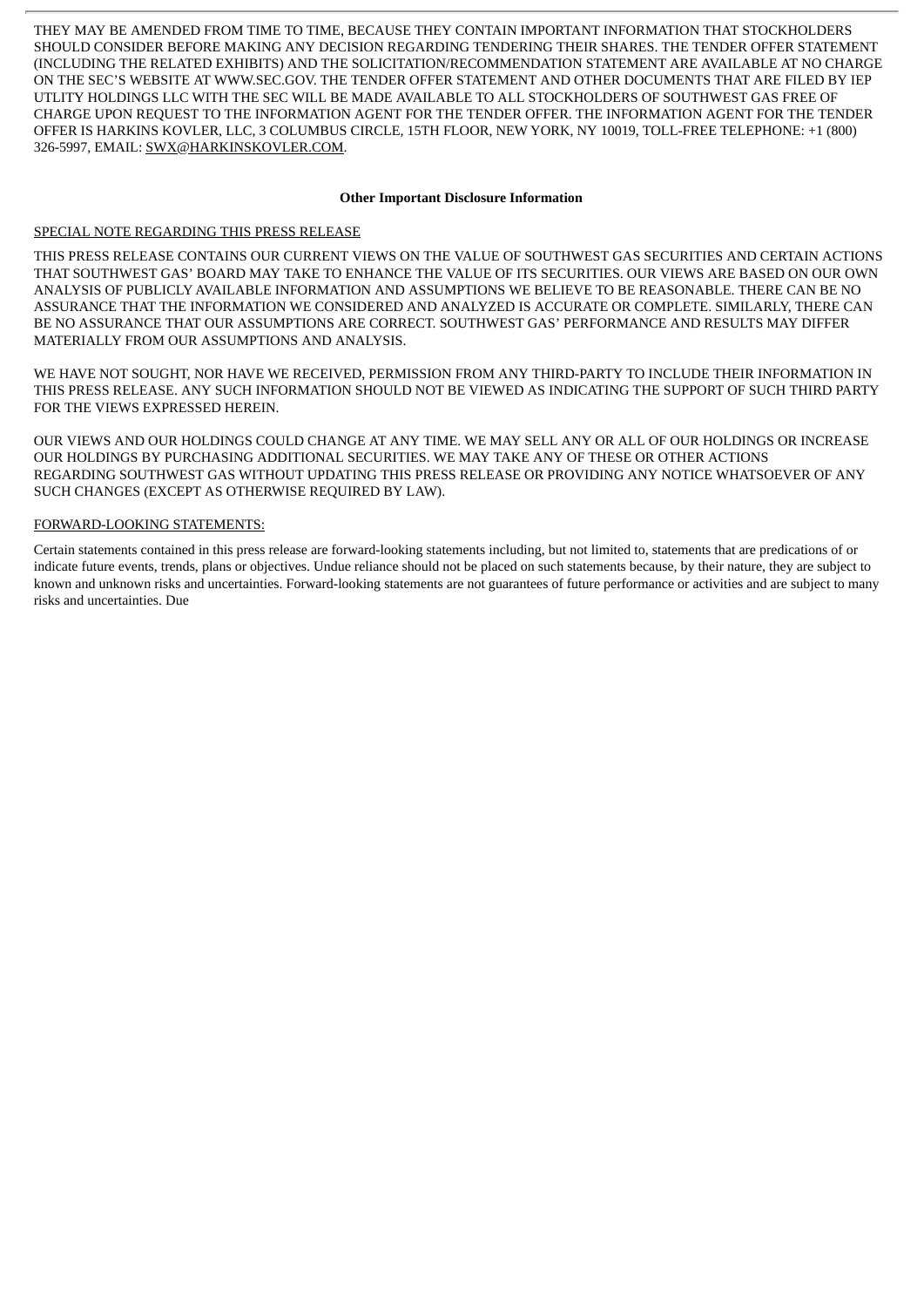THEY MAY BE AMENDED FROM TIME TO TIME, BECAUSE THEY CONTAIN IMPORTANT INFORMATION THAT STOCKHOLDERS SHOULD CONSIDER BEFORE MAKING ANY DECISION REGARDING TENDERING THEIR SHARES. THE TENDER OFFER STATEMENT (INCLUDING THE RELATED EXHIBITS) AND THE SOLICITATION/RECOMMENDATION STATEMENT ARE AVAILABLE AT NO CHARGE ON THE SEC'S WEBSITE AT WWW.SEC.GOV. THE TENDER OFFER STATEMENT AND OTHER DOCUMENTS THAT ARE FILED BY IEP UTLITY HOLDINGS LLC WITH THE SEC WILL BE MADE AVAILABLE TO ALL STOCKHOLDERS OF SOUTHWEST GAS FREE OF CHARGE UPON REQUEST TO THE INFORMATION AGENT FOR THE TENDER OFFER. THE INFORMATION AGENT FOR THE TENDER OFFER IS HARKINS KOVLER, LLC, 3 COLUMBUS CIRCLE, 15TH FLOOR, NEW YORK, NY 10019, TOLL-FREE TELEPHONE: +1 (800) 326-5997, EMAIL: SWX@HARKINSKOVLER.COM.

**Other Important Disclosure Information**

SPECIAL NOTE REGARDING THIS PRESS RELEASE

THIS PRESS RELEASE CONTAINS OUR CURRENT VIEWS ON THE VALUE OF SOUTHWEST GAS SECURITIES AND CERTAIN ACTIONS THAT SOUTHWEST GAS' BOARD MAY TAKE TO ENHANCE THE VALUE OF ITS SECURITIES. OUR VIEWS ARE BASED ON OUR OWN ANALYSIS OF PUBLICLY AVAILABLE INFORMATION AND ASSUMPTIONS WE BELIEVE TO BE REASONABLE. THERE CAN BE NO ASSURANCE THAT THE INFORMATION WE CONSIDERED AND ANALYZED IS ACCURATE OR COMPLETE. SIMILARLY, THERE CAN BE NO ASSURANCE THAT OUR ASSUMPTIONS ARE CORRECT. SOUTHWEST GAS' PERFORMANCE AND RESULTS MAY DIFFER MATERIALLY FROM OUR ASSUMPTIONS AND ANALYSIS.

WE HAVE NOT SOUGHT, NOR HAVE WE RECEIVED, PERMISSION FROM ANY THIRD-PARTY TO INCLUDE THEIR INFORMATION IN THIS PRESS RELEASE. ANY SUCH INFORMATION SHOULD NOT BE VIEWED AS INDICATING THE SUPPORT OF SUCH THIRD PARTY FOR THE VIEWS EXPRESSED HEREIN.

OUR VIEWS AND OUR HOLDINGS COULD CHANGE AT ANY TIME. WE MAY SELL ANY OR ALL OF OUR HOLDINGS OR INCREASE OUR HOLDINGS BY PURCHASING ADDITIONAL SECURITIES. WE MAY TAKE ANY OF THESE OR OTHER ACTIONS REGARDING SOUTHWEST GAS WITHOUT UPDATING THIS PRESS RELEASE OR PROVIDING ANY NOTICE WHATSOEVER OF ANY SUCH CHANGES (EXCEPT AS OTHERWISE REQUIRED BY LAW).

FORWARD-LOOKING STATEMENTS:

Certain statements contained in this press release are forward-looking statements including, but not limited to, statements that are predications of or indicate future events, trends, plans or objectives. Undue reliance should not be placed on such statements because, by their nature, they are subject to known and unknown risks and uncertainties. Forward-looking statements are not guarantees of future performance or activities and are subject to many risks and uncertainties. Due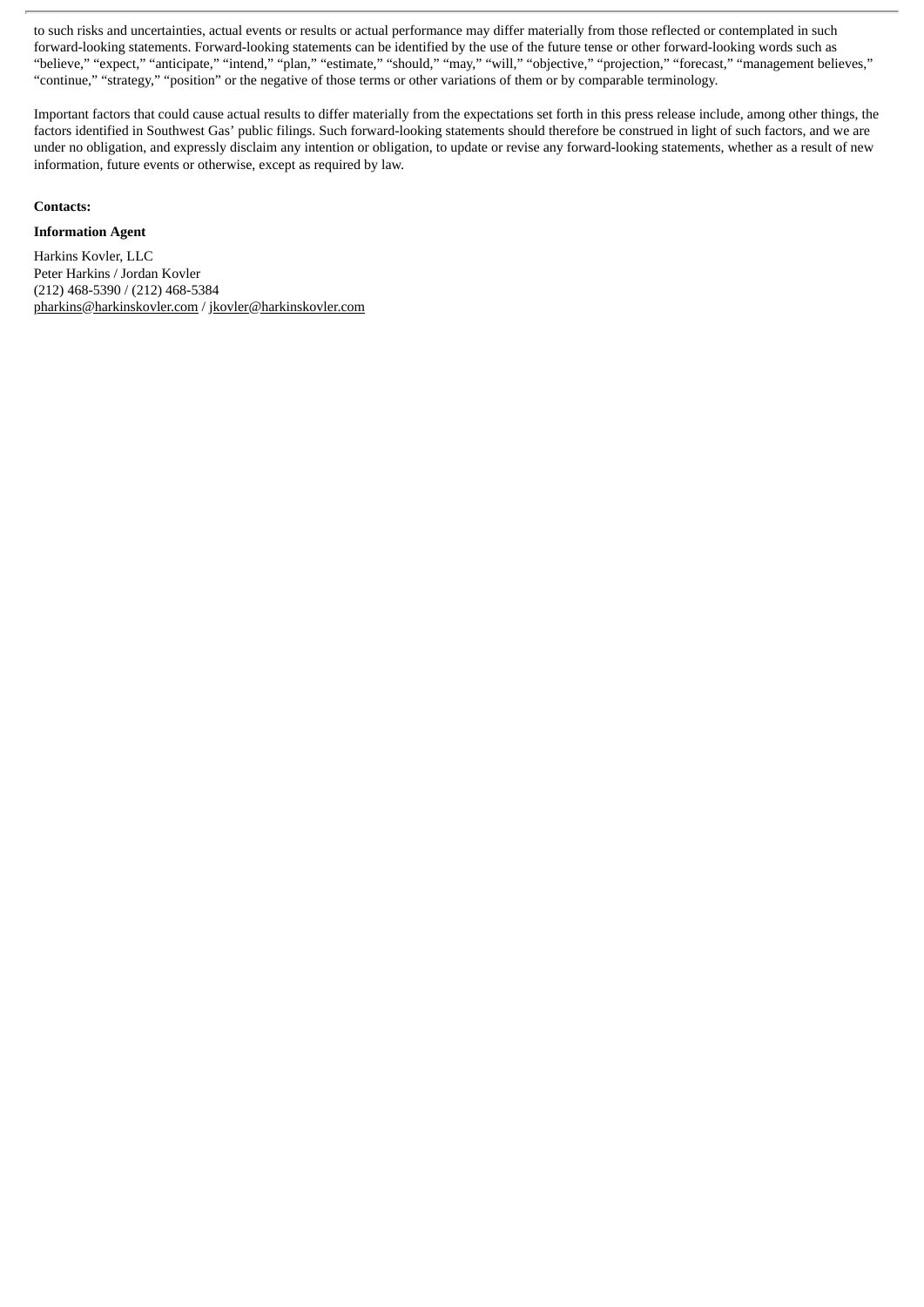to such risks and uncertainties, actual events or results or actual performance may differ materially from those reflected or contemplated in such forward-looking statements. Forward-looking statements can be identified by the use of the future tense or other forward-looking words such as "believe," "expect," "anticipate," "intend," "plan," "estimate," "should," "may," "will," "objective," "projection," "forecast," "management believes," "continue," "strategy," "position" or the negative of those terms or other variations of them or by comparable terminology.

Important factors that could cause actual results to differ materially from the expectations set forth in this press release include, among other things, the factors identified in Southwest Gas' public filings. Such forward-looking statements should therefore be construed in light of such factors, and we are under no obligation, and expressly disclaim any intention or obligation, to update or revise any forward-looking statements, whether as a result of new information, future events or otherwise, except as required by law.

**Contacts:**

**Information Agent**

Harkins Kovler, LLC
Peter Harkins / Jordan Kovler
(212) 468-5390 / (212) 468-5384
pharkins@harkinskovler.com / jkovler@harkinskovler.com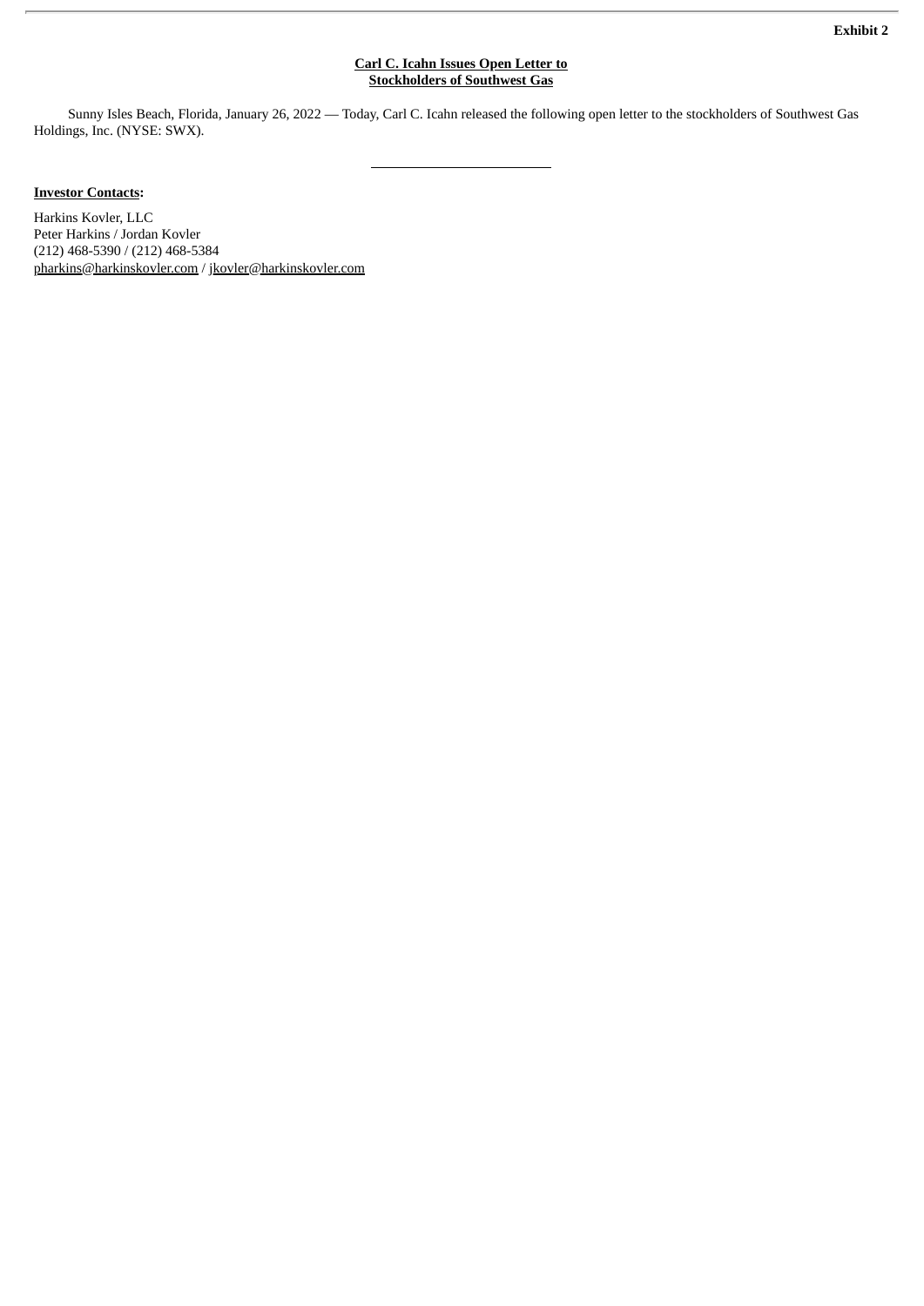**Exhibit 2**

**Carl C. Icahn Issues Open Letter to Stockholders of Southwest Gas**

Sunny Isles Beach, Florida, January 26, 2022 — Today, Carl C. Icahn released the following open letter to the stockholders of Southwest Gas Holdings, Inc. (NYSE: SWX).

---

**Investor Contacts:**

Harkins Kovler, LLC
Peter Harkins / Jordan Kovler
(212) 468-5390 / (212) 468-5384
pharkins@harkinskovler.com / jkovler@harkinskovler.com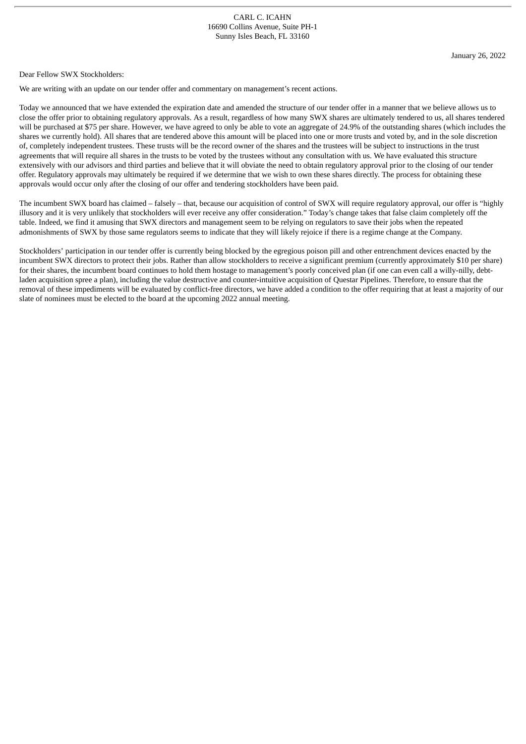CARL C. ICAHN
16690 Collins Avenue, Suite PH-1
Sunny Isles Beach, FL 33160

January 26, 2022

Dear Fellow SWX Stockholders:

We are writing with an update on our tender offer and commentary on management's recent actions.

Today we announced that we have extended the expiration date and amended the structure of our tender offer in a manner that we believe allows us to close the offer prior to obtaining regulatory approvals. As a result, regardless of how many SWX shares are ultimately tendered to us, all shares tendered will be purchased at $75 per share. However, we have agreed to only be able to vote an aggregate of 24.9% of the outstanding shares (which includes the shares we currently hold). All shares that are tendered above this amount will be placed into one or more trusts and voted by, and in the sole discretion of, completely independent trustees. These trusts will be the record owner of the shares and the trustees will be subject to instructions in the trust agreements that will require all shares in the trusts to be voted by the trustees without any consultation with us. We have evaluated this structure extensively with our advisors and third parties and believe that it will obviate the need to obtain regulatory approval prior to the closing of our tender offer. Regulatory approvals may ultimately be required if we determine that we wish to own these shares directly. The process for obtaining these approvals would occur only after the closing of our offer and tendering stockholders have been paid.

The incumbent SWX board has claimed – falsely – that, because our acquisition of control of SWX will require regulatory approval, our offer is "highly illusory and it is very unlikely that stockholders will ever receive any offer consideration." Today's change takes that false claim completely off the table. Indeed, we find it amusing that SWX directors and management seem to be relying on regulators to save their jobs when the repeated admonishments of SWX by those same regulators seems to indicate that they will likely rejoice if there is a regime change at the Company.

Stockholders' participation in our tender offer is currently being blocked by the egregious poison pill and other entrenchment devices enacted by the incumbent SWX directors to protect their jobs. Rather than allow stockholders to receive a significant premium (currently approximately $10 per share) for their shares, the incumbent board continues to hold them hostage to management's poorly conceived plan (if one can even call a willy-nilly, debt-laden acquisition spree a plan), including the value destructive and counter-intuitive acquisition of Questar Pipelines. Therefore, to ensure that the removal of these impediments will be evaluated by conflict-free directors, we have added a condition to the offer requiring that at least a majority of our slate of nominees must be elected to the board at the upcoming 2022 annual meeting.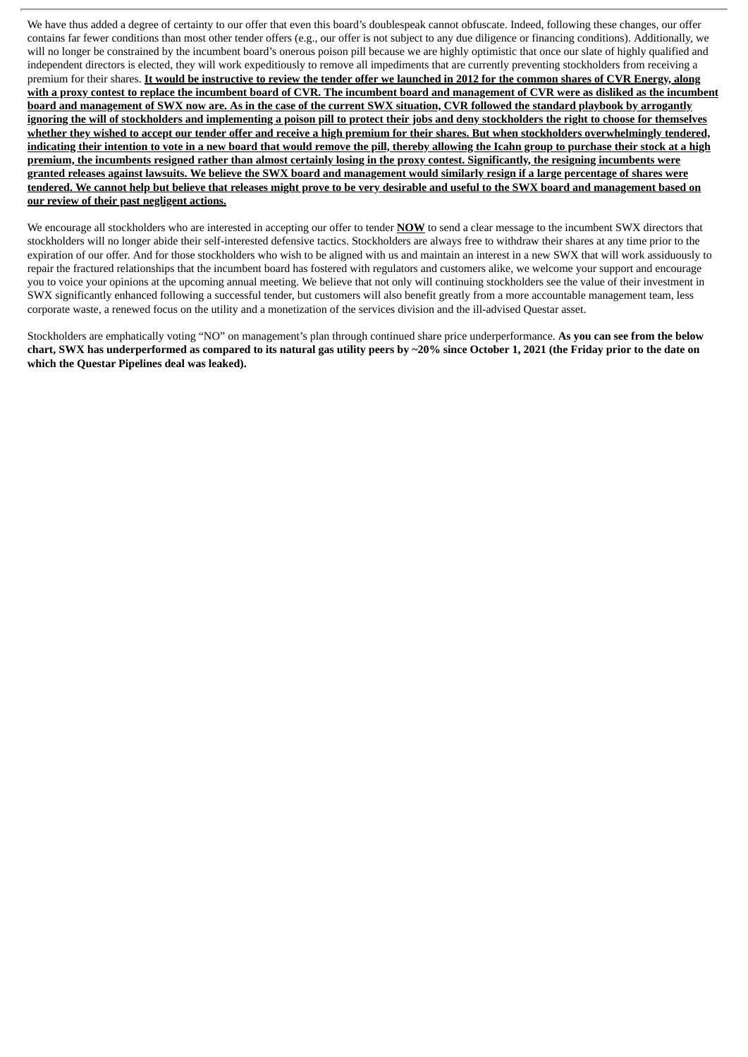We have thus added a degree of certainty to our offer that even this board's doublespeak cannot obfuscate. Indeed, following these changes, our offer contains far fewer conditions than most other tender offers (e.g., our offer is not subject to any due diligence or financing conditions). Additionally, we will no longer be constrained by the incumbent board's onerous poison pill because we are highly optimistic that once our slate of highly qualified and independent directors is elected, they will work expeditiously to remove all impediments that are currently preventing stockholders from receiving a premium for their shares. **It would be instructive to review the tender offer we launched in 2012 for the common shares of CVR Energy, along with a proxy contest to replace the incumbent board of CVR. The incumbent board and management of CVR were as disliked as the incumbent board and management of SWX now are. As in the case of the current SWX situation, CVR followed the standard playbook by arrogantly ignoring the will of stockholders and implementing a poison pill to protect their jobs and deny stockholders the right to choose for themselves whether they wished to accept our tender offer and receive a high premium for their shares. But when stockholders overwhelmingly tendered, indicating their intention to vote in a new board that would remove the pill, thereby allowing the Icahn group to purchase their stock at a high premium, the incumbents resigned rather than almost certainly losing in the proxy contest. Significantly, the resigning incumbents were granted releases against lawsuits. We believe the SWX board and management would similarly resign if a large percentage of shares were tendered. We cannot help but believe that releases might prove to be very desirable and useful to the SWX board and management based on our review of their past negligent actions.**

We encourage all stockholders who are interested in accepting our offer to tender **NOW** to send a clear message to the incumbent SWX directors that stockholders will no longer abide their self-interested defensive tactics. Stockholders are always free to withdraw their shares at any time prior to the expiration of our offer. And for those stockholders who wish to be aligned with us and maintain an interest in a new SWX that will work assiduously to repair the fractured relationships that the incumbent board has fostered with regulators and customers alike, we welcome your support and encourage you to voice your opinions at the upcoming annual meeting. We believe that not only will continuing stockholders see the value of their investment in SWX significantly enhanced following a successful tender, but customers will also benefit greatly from a more accountable management team, less corporate waste, a renewed focus on the utility and a monetization of the services division and the ill-advised Questar asset.

Stockholders are emphatically voting "NO" on management's plan through continued share price underperformance. **As you can see from the below chart, SWX has underperformed as compared to its natural gas utility peers by ~20% since October 1, 2021 (the Friday prior to the date on which the Questar Pipelines deal was leaked).**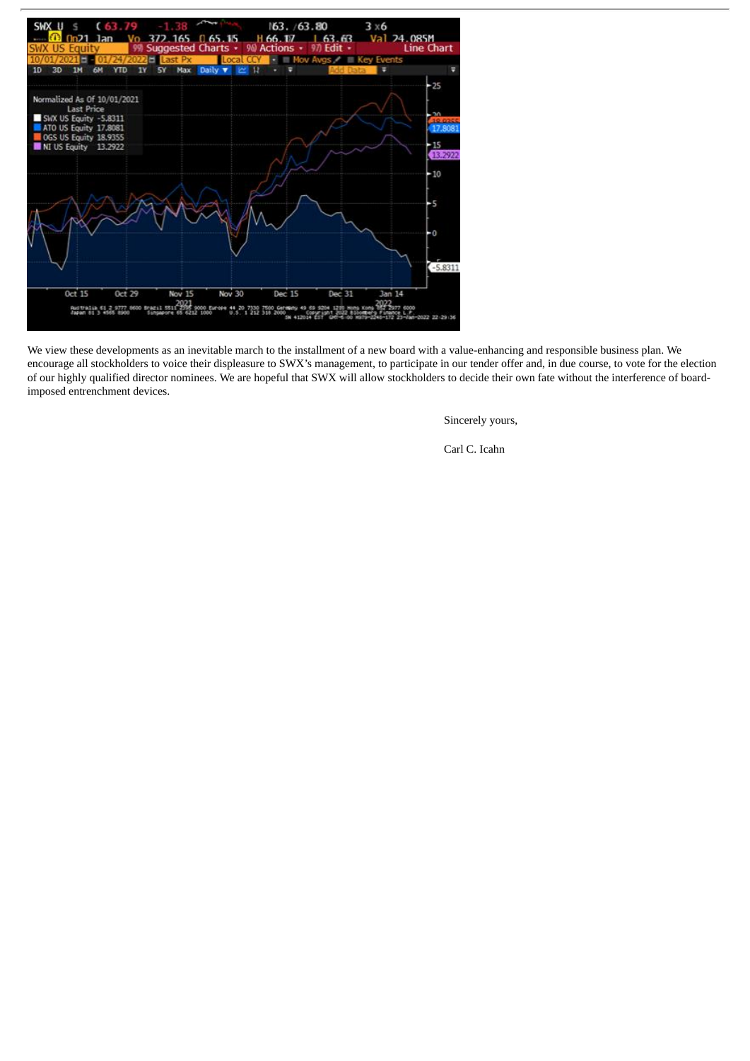We view these developments as an inevitable march to the installment of a new board with a value-enhancing and responsible business plan. We encourage all stockholders to voice their displeasure to SWX's management, to participate in our tender offer and, in due course, to vote for the election of our highly qualified director nominees. We are hopeful that SWX will allow stockholders to decide their own fate without the interference of board-imposed entrenchment devices.

Sincerely yours,

Carl C. Icahn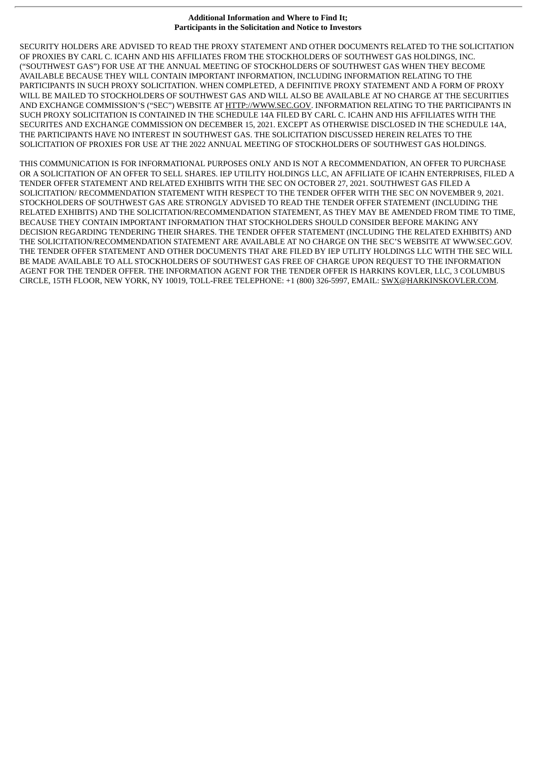**Additional Information and Where to Find It;**
**Participants in the Solicitation and Notice to Investors**

SECURITY HOLDERS ARE ADVISED TO READ THE PROXY STATEMENT AND OTHER DOCUMENTS RELATED TO THE SOLICITATION OF PROXIES BY CARL C. ICAHN AND HIS AFFILIATES FROM THE STOCKHOLDERS OF SOUTHWEST GAS HOLDINGS, INC. ("SOUTHWEST GAS") FOR USE AT THE ANNUAL MEETING OF STOCKHOLDERS OF SOUTHWEST GAS WHEN THEY BECOME AVAILABLE BECAUSE THEY WILL CONTAIN IMPORTANT INFORMATION, INCLUDING INFORMATION RELATING TO THE PARTICIPANTS IN SUCH PROXY SOLICITATION. WHEN COMPLETED, A DEFINITIVE PROXY STATEMENT AND A FORM OF PROXY WILL BE MAILED TO STOCKHOLDERS OF SOUTHWEST GAS AND WILL ALSO BE AVAILABLE AT NO CHARGE AT THE SECURITIES AND EXCHANGE COMMISSION'S ("SEC") WEBSITE AT HTTP://WWW.SEC.GOV. INFORMATION RELATING TO THE PARTICIPANTS IN SUCH PROXY SOLICITATION IS CONTAINED IN THE SCHEDULE 14A FILED BY CARL C. ICAHN AND HIS AFFILIATES WITH THE SECURITES AND EXCHANGE COMMISSION ON DECEMBER 15, 2021. EXCEPT AS OTHERWISE DISCLOSED IN THE SCHEDULE 14A, THE PARTICIPANTS HAVE NO INTEREST IN SOUTHWEST GAS. THE SOLICITATION DISCUSSED HEREIN RELATES TO THE SOLICITATION OF PROXIES FOR USE AT THE 2022 ANNUAL MEETING OF STOCKHOLDERS OF SOUTHWEST GAS HOLDINGS.

THIS COMMUNICATION IS FOR INFORMATIONAL PURPOSES ONLY AND IS NOT A RECOMMENDATION, AN OFFER TO PURCHASE OR A SOLICITATION OF AN OFFER TO SELL SHARES. IEP UTILITY HOLDINGS LLC, AN AFFILIATE OF ICAHN ENTERPRISES, FILED A TENDER OFFER STATEMENT AND RELATED EXHIBITS WITH THE SEC ON OCTOBER 27, 2021. SOUTHWEST GAS FILED A SOLICITATION/ RECOMMENDATION STATEMENT WITH RESPECT TO THE TENDER OFFER WITH THE SEC ON NOVEMBER 9, 2021. STOCKHOLDERS OF SOUTHWEST GAS ARE STRONGLY ADVISED TO READ THE TENDER OFFER STATEMENT (INCLUDING THE RELATED EXHIBITS) AND THE SOLICITATION/RECOMMENDATION STATEMENT, AS THEY MAY BE AMENDED FROM TIME TO TIME, BECAUSE THEY CONTAIN IMPORTANT INFORMATION THAT STOCKHOLDERS SHOULD CONSIDER BEFORE MAKING ANY DECISION REGARDING TENDERING THEIR SHARES. THE TENDER OFFER STATEMENT (INCLUDING THE RELATED EXHIBITS) AND THE SOLICITATION/RECOMMENDATION STATEMENT ARE AVAILABLE AT NO CHARGE ON THE SEC'S WEBSITE AT WWW.SEC.GOV. THE TENDER OFFER STATEMENT AND OTHER DOCUMENTS THAT ARE FILED BY IEP UTLITY HOLDINGS LLC WITH THE SEC WILL BE MADE AVAILABLE TO ALL STOCKHOLDERS OF SOUTHWEST GAS FREE OF CHARGE UPON REQUEST TO THE INFORMATION AGENT FOR THE TENDER OFFER. THE INFORMATION AGENT FOR THE TENDER OFFER IS HARKINS KOVLER, LLC, 3 COLUMBUS CIRCLE, 15TH FLOOR, NEW YORK, NY 10019, TOLL-FREE TELEPHONE: +1 (800) 326-5997, EMAIL: SWX@HARKINSKOVLER.COM.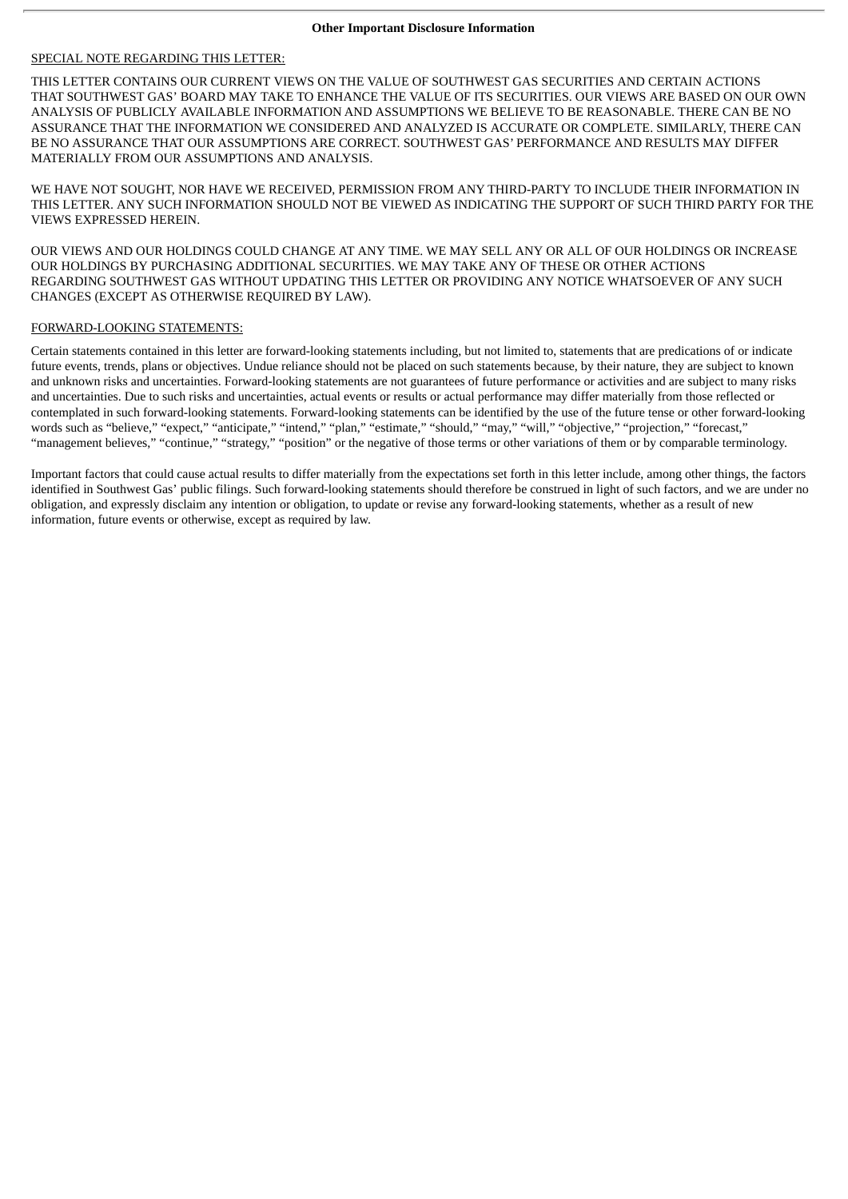**Other Important Disclosure Information**

SPECIAL NOTE REGARDING THIS LETTER:

THIS LETTER CONTAINS OUR CURRENT VIEWS ON THE VALUE OF SOUTHWEST GAS SECURITIES AND CERTAIN ACTIONS THAT SOUTHWEST GAS' BOARD MAY TAKE TO ENHANCE THE VALUE OF ITS SECURITIES. OUR VIEWS ARE BASED ON OUR OWN ANALYSIS OF PUBLICLY AVAILABLE INFORMATION AND ASSUMPTIONS WE BELIEVE TO BE REASONABLE. THERE CAN BE NO ASSURANCE THAT THE INFORMATION WE CONSIDERED AND ANALYZED IS ACCURATE OR COMPLETE. SIMILARLY, THERE CAN BE NO ASSURANCE THAT OUR ASSUMPTIONS ARE CORRECT. SOUTHWEST GAS' PERFORMANCE AND RESULTS MAY DIFFER MATERIALLY FROM OUR ASSUMPTIONS AND ANALYSIS.

WE HAVE NOT SOUGHT, NOR HAVE WE RECEIVED, PERMISSION FROM ANY THIRD-PARTY TO INCLUDE THEIR INFORMATION IN THIS LETTER. ANY SUCH INFORMATION SHOULD NOT BE VIEWED AS INDICATING THE SUPPORT OF SUCH THIRD PARTY FOR THE VIEWS EXPRESSED HEREIN.

OUR VIEWS AND OUR HOLDINGS COULD CHANGE AT ANY TIME. WE MAY SELL ANY OR ALL OF OUR HOLDINGS OR INCREASE OUR HOLDINGS BY PURCHASING ADDITIONAL SECURITIES. WE MAY TAKE ANY OF THESE OR OTHER ACTIONS REGARDING SOUTHWEST GAS WITHOUT UPDATING THIS LETTER OR PROVIDING ANY NOTICE WHATSOEVER OF ANY SUCH CHANGES (EXCEPT AS OTHERWISE REQUIRED BY LAW).

FORWARD-LOOKING STATEMENTS:

Certain statements contained in this letter are forward-looking statements including, but not limited to, statements that are predications of or indicate future events, trends, plans or objectives. Undue reliance should not be placed on such statements because, by their nature, they are subject to known and unknown risks and uncertainties. Forward-looking statements are not guarantees of future performance or activities and are subject to many risks and uncertainties. Due to such risks and uncertainties, actual events or results or actual performance may differ materially from those reflected or contemplated in such forward-looking statements. Forward-looking statements can be identified by the use of the future tense or other forward-looking words such as "believe," "expect," "anticipate," "intend," "plan," "estimate," "should," "may," "will," "objective," "projection," "forecast," "management believes," "continue," "strategy," "position" or the negative of those terms or other variations of them or by comparable terminology.

Important factors that could cause actual results to differ materially from the expectations set forth in this letter include, among other things, the factors identified in Southwest Gas' public filings. Such forward-looking statements should therefore be construed in light of such factors, and we are under no obligation, and expressly disclaim any intention or obligation, to update or revise any forward-looking statements, whether as a result of new information, future events or otherwise, except as required by law.